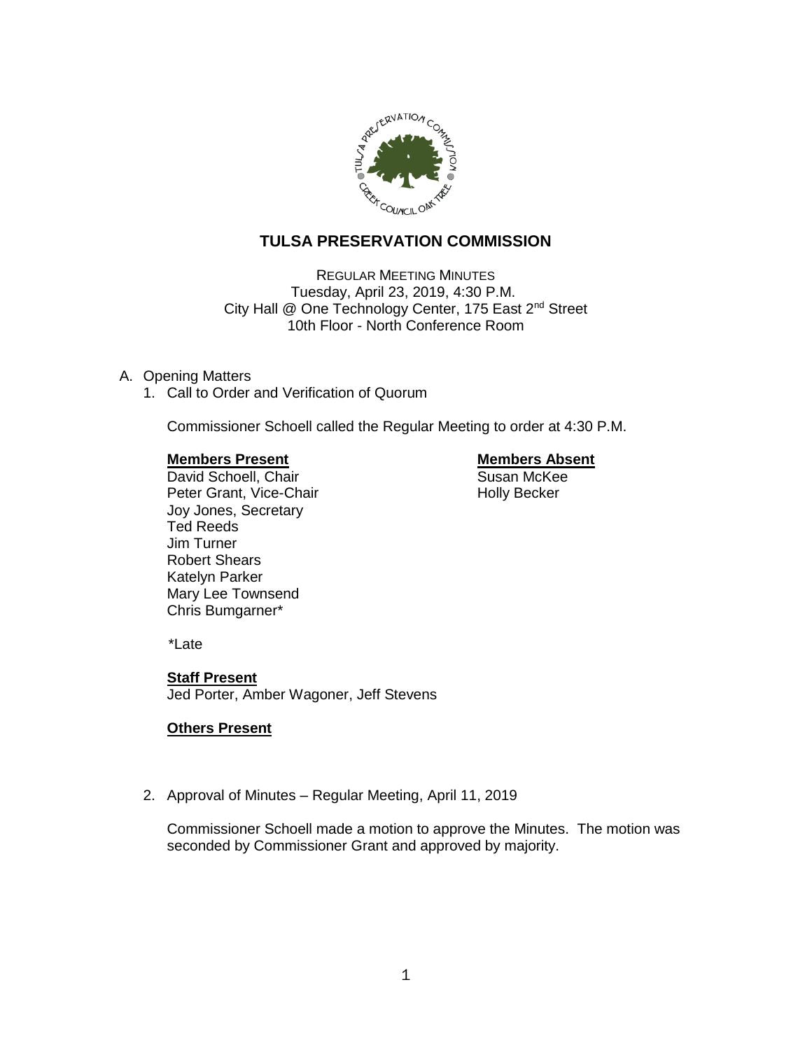# TULSA PRESERVATION COMMISSION

REGULAR MEETING MINUTES
Tuesday, April 23, 2019, 4:30 P.M.
City Hall @ One Technology Center, 175 East 2nd Street
10th Floor - North Conference Room

A. Opening Matters
   1. Call to Order and Verification of Quorum

      Commissioner Schoell called the Regular Meeting to order at 4:30 P.M.

      **Members Present**
      David Schoell, Chair
      Peter Grant, Vice-Chair
      Joy Jones, Secretary
      Ted Reeds
      Jim Turner
      Robert Shears
      Katelyn Parker
      Mary Lee Townsend
      Chris Bumgarner*

      **Members Absent**
      Susan McKee
      Holly Becker

      *Late

      **Staff Present**
      Jed Porter, Amber Wagoner, Jeff Stevens

      **Others Present**

   2. Approval of Minutes – Regular Meeting, April 11, 2019

      Commissioner Schoell made a motion to approve the Minutes. The motion was seconded by Commissioner Grant and approved by majority.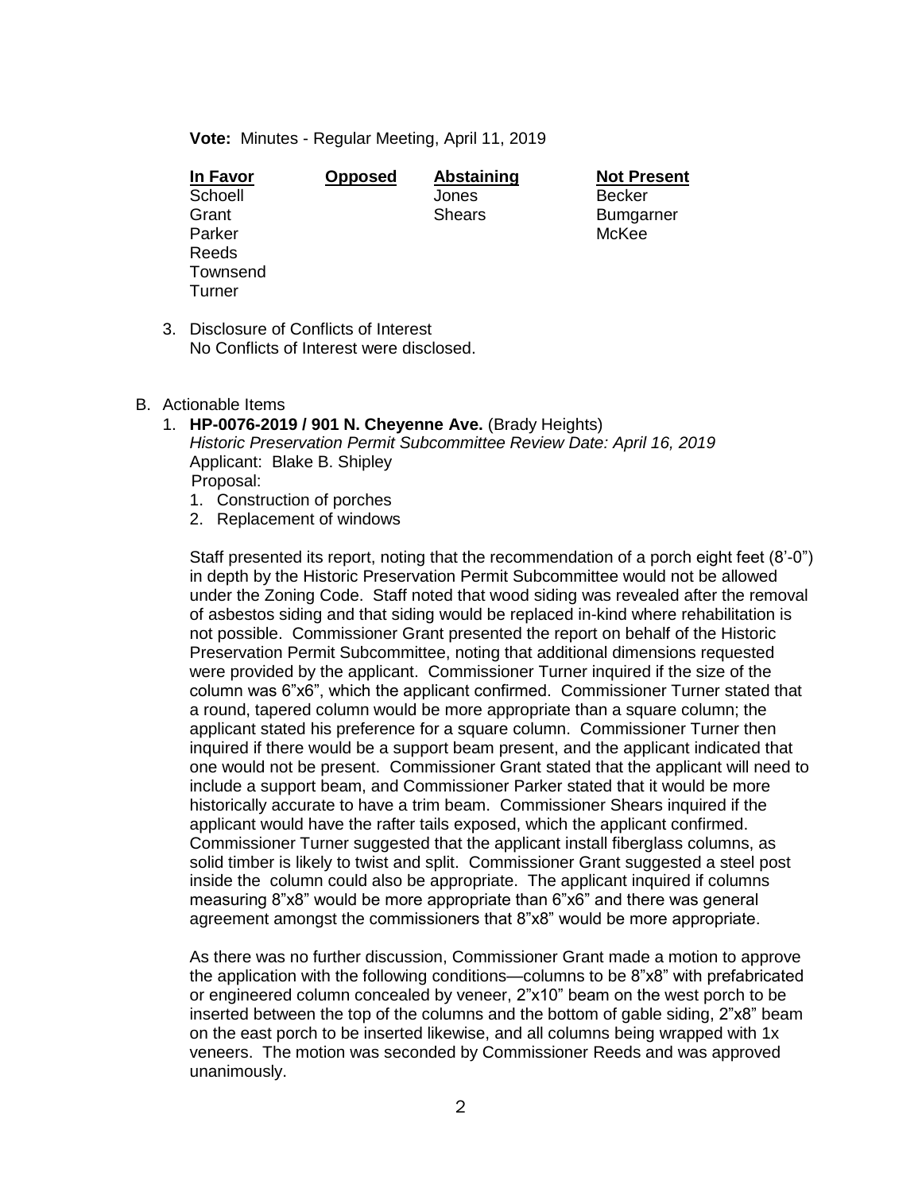**Vote:** Minutes - Regular Meeting, April 11, 2019

| In Favor | Opposed | Abstaining | Not Present |
|---|---|---|---|
| Schoell | | Jones | Becker |
| Grant | | Shears | Bumgarner |
| Parker | | | McKee |
| Reeds | | | |
| Townsend | | | |
| Turner | | | |

3. Disclosure of Conflicts of Interest
   No Conflicts of Interest were disclosed.

B. Actionable Items

1. **HP-0076-2019 / 901 N. Cheyenne Ave.** (Brady Heights)
   *Historic Preservation Permit Subcommittee Review Date: April 16, 2019*
   Applicant: Blake B. Shipley
   Proposal:
   1. Construction of porches
   2. Replacement of windows

   Staff presented its report, noting that the recommendation of a porch eight feet (8'-0") in depth by the Historic Preservation Permit Subcommittee would not be allowed under the Zoning Code. Staff noted that wood siding was revealed after the removal of asbestos siding and that siding would be replaced in-kind where rehabilitation is not possible. Commissioner Grant presented the report on behalf of the Historic Preservation Permit Subcommittee, noting that additional dimensions requested were provided by the applicant. Commissioner Turner inquired if the size of the column was 6"x6", which the applicant confirmed. Commissioner Turner stated that a round, tapered column would be more appropriate than a square column; the applicant stated his preference for a square column. Commissioner Turner then inquired if there would be a support beam present, and the applicant indicated that one would not be present. Commissioner Grant stated that the applicant will need to include a support beam, and Commissioner Parker stated that it would be more historically accurate to have a trim beam. Commissioner Shears inquired if the applicant would have the rafter tails exposed, which the applicant confirmed. Commissioner Turner suggested that the applicant install fiberglass columns, as solid timber is likely to twist and split. Commissioner Grant suggested a steel post inside the column could also be appropriate. The applicant inquired if columns measuring 8"x8" would be more appropriate than 6"x6" and there was general agreement amongst the commissioners that 8"x8" would be more appropriate.

   As there was no further discussion, Commissioner Grant made a motion to approve the application with the following conditions—columns to be 8"x8" with prefabricated or engineered column concealed by veneer, 2"x10" beam on the west porch to be inserted between the top of the columns and the bottom of gable siding, 2"x8" beam on the east porch to be inserted likewise, and all columns being wrapped with 1x veneers. The motion was seconded by Commissioner Reeds and was approved unanimously.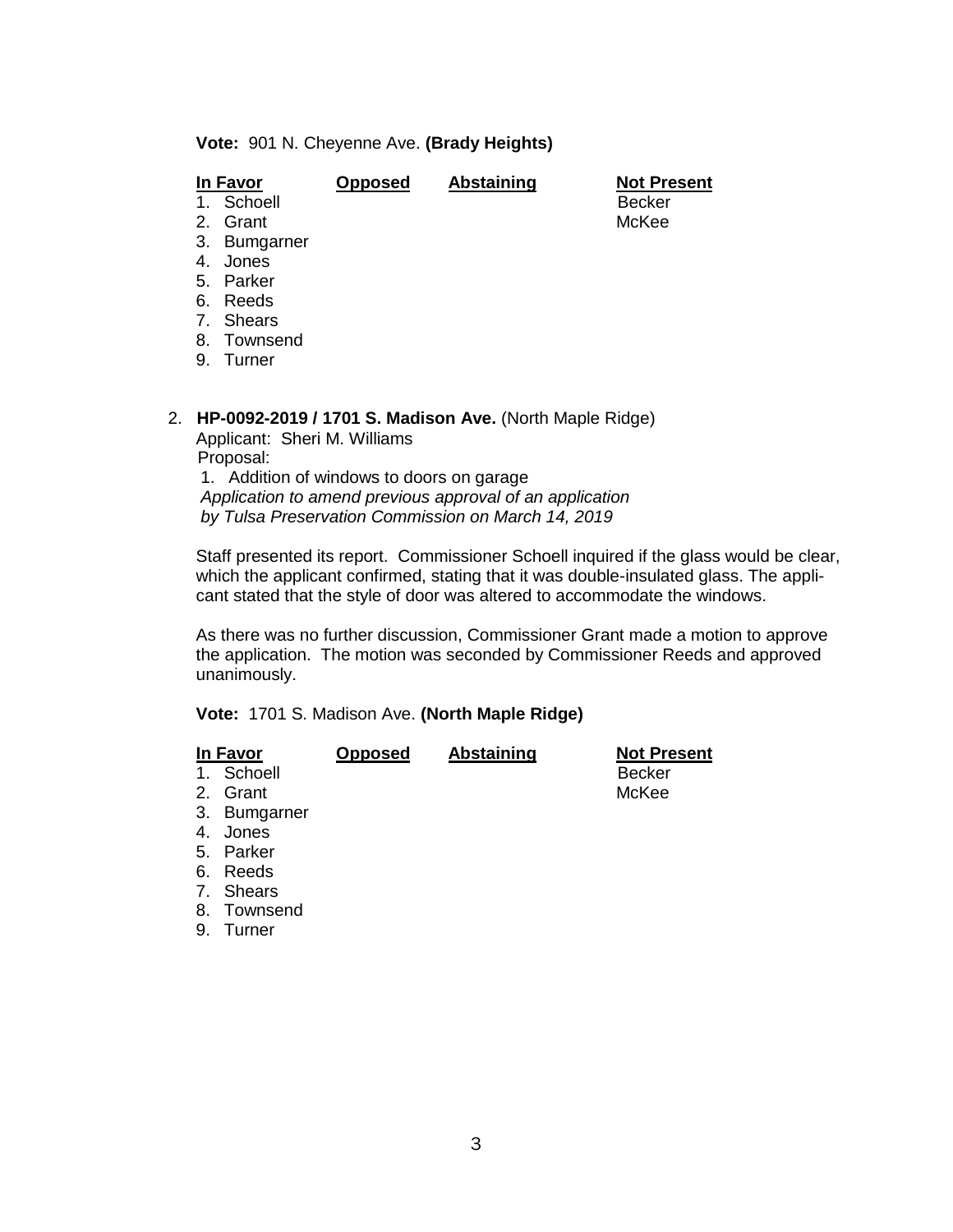**Vote:** 901 N. Cheyenne Ave. **(Brady Heights)**

| In Favor | Opposed | Abstaining | Not Present |
|---|---|---|---|
| 1. Schoell | | | Becker |
| 2. Grant | | | McKee |
| 3. Bumgarner | | | |
| 4. Jones | | | |
| 5. Parker | | | |
| 6. Reeds | | | |
| 7. Shears | | | |
| 8. Townsend | | | |
| 9. Turner | | | |

2. **HP-0092-2019 / 1701 S. Madison Ave.** (North Maple Ridge)
   Applicant: Sheri M. Williams
   Proposal:
   1. Addition of windows to doors on garage
   *Application to amend previous approval of an application by Tulsa Preservation Commission on March 14, 2019*

   Staff presented its report. Commissioner Schoell inquired if the glass would be clear, which the applicant confirmed, stating that it was double-insulated glass. The applicant stated that the style of door was altered to accommodate the windows.

   As there was no further discussion, Commissioner Grant made a motion to approve the application. The motion was seconded by Commissioner Reeds and approved unanimously.

**Vote:** 1701 S. Madison Ave. **(North Maple Ridge)**

| In Favor | Opposed | Abstaining | Not Present |
|---|---|---|---|
| 1. Schoell | | | Becker |
| 2. Grant | | | McKee |
| 3. Bumgarner | | | |
| 4. Jones | | | |
| 5. Parker | | | |
| 6. Reeds | | | |
| 7. Shears | | | |
| 8. Townsend | | | |
| 9. Turner | | | |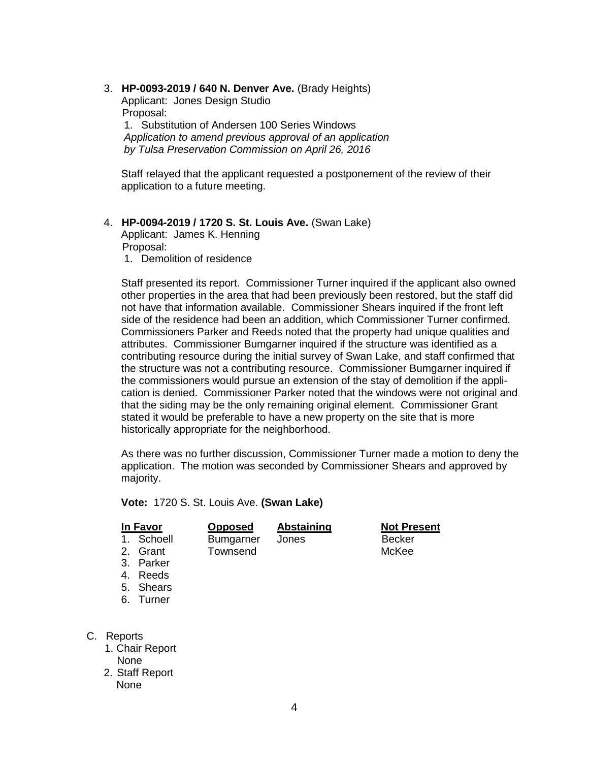3. **HP-0093-2019 / 640 N. Denver Ave.** (Brady Heights)
   Applicant: Jones Design Studio
   Proposal:
   1. Substitution of Andersen 100 Series Windows
   *Application to amend previous approval of an application by Tulsa Preservation Commission on April 26, 2016*

   Staff relayed that the applicant requested a postponement of the review of their application to a future meeting.

4. **HP-0094-2019 / 1720 S. St. Louis Ave.** (Swan Lake)
   Applicant: James K. Henning
   Proposal:
   1. Demolition of residence

   Staff presented its report. Commissioner Turner inquired if the applicant also owned other properties in the area that had been previously been restored, but the staff did not have that information available. Commissioner Shears inquired if the front left side of the residence had been an addition, which Commissioner Turner confirmed. Commissioners Parker and Reeds noted that the property had unique qualities and attributes. Commissioner Bumgarner inquired if the structure was identified as a contributing resource during the initial survey of Swan Lake, and staff confirmed that the structure was not a contributing resource. Commissioner Bumgarner inquired if the commissioners would pursue an extension of the stay of demolition if the application is denied. Commissioner Parker noted that the windows were not original and that the siding may be the only remaining original element. Commissioner Grant stated it would be preferable to have a new property on the site that is more historically appropriate for the neighborhood.

   As there was no further discussion, Commissioner Turner made a motion to deny the application. The motion was seconded by Commissioner Shears and approved by majority.

   **Vote:** 1720 S. St. Louis Ave. **(Swan Lake)**

| In Favor | Opposed | Abstaining | Not Present |
|---|---|---|---|
| 1. Schoell | Bumgarner | Jones | Becker |
| 2. Grant | Townsend | | McKee |
| 3. Parker | | | |
| 4. Reeds | | | |
| 5. Shears | | | |
| 6. Turner | | | |

C. Reports
   1. Chair Report
      None
   2. Staff Report
      None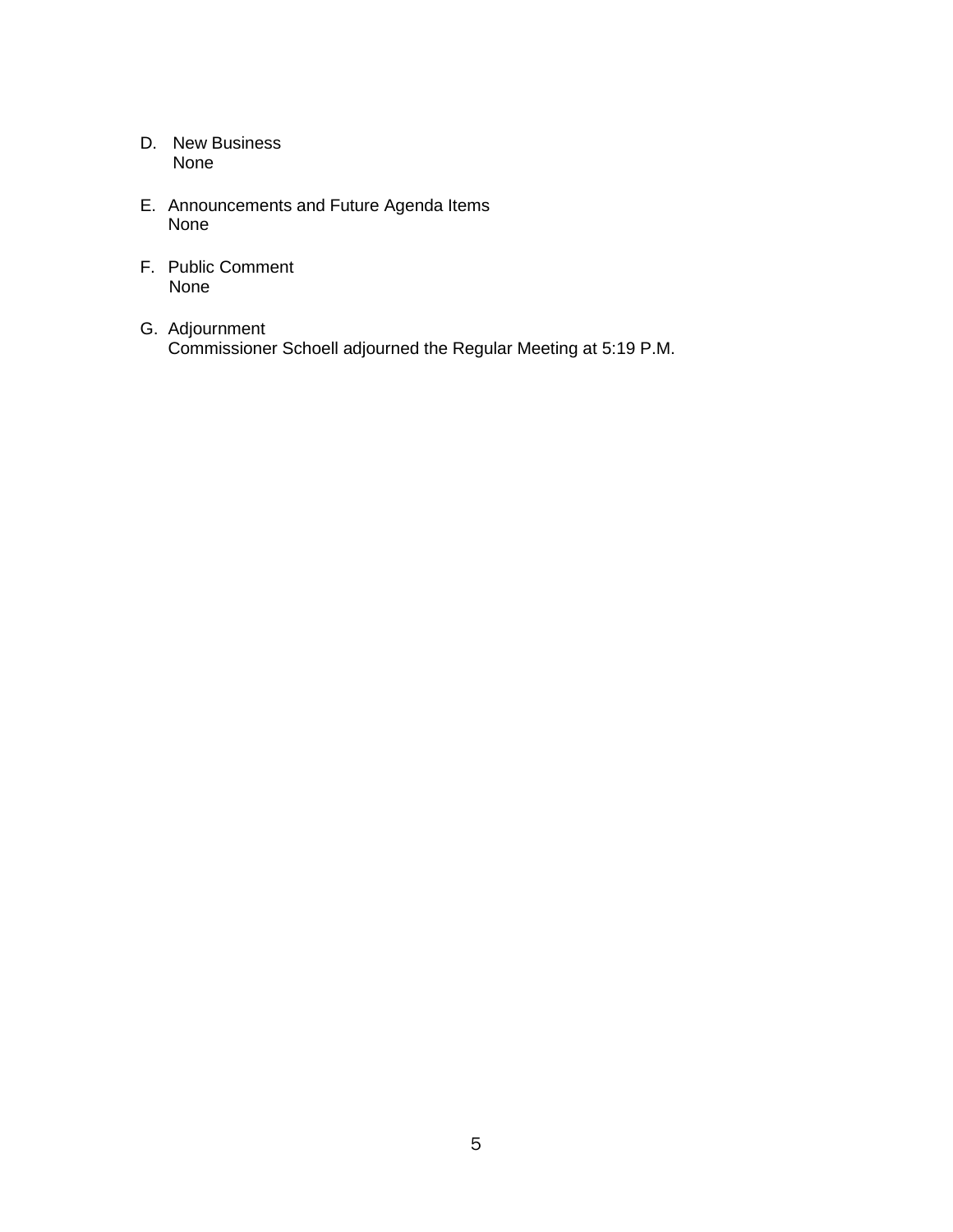D. New Business
   None

E. Announcements and Future Agenda Items
   None

F. Public Comment
   None

G. Adjournment
   Commissioner Schoell adjourned the Regular Meeting at 5:19 P.M.